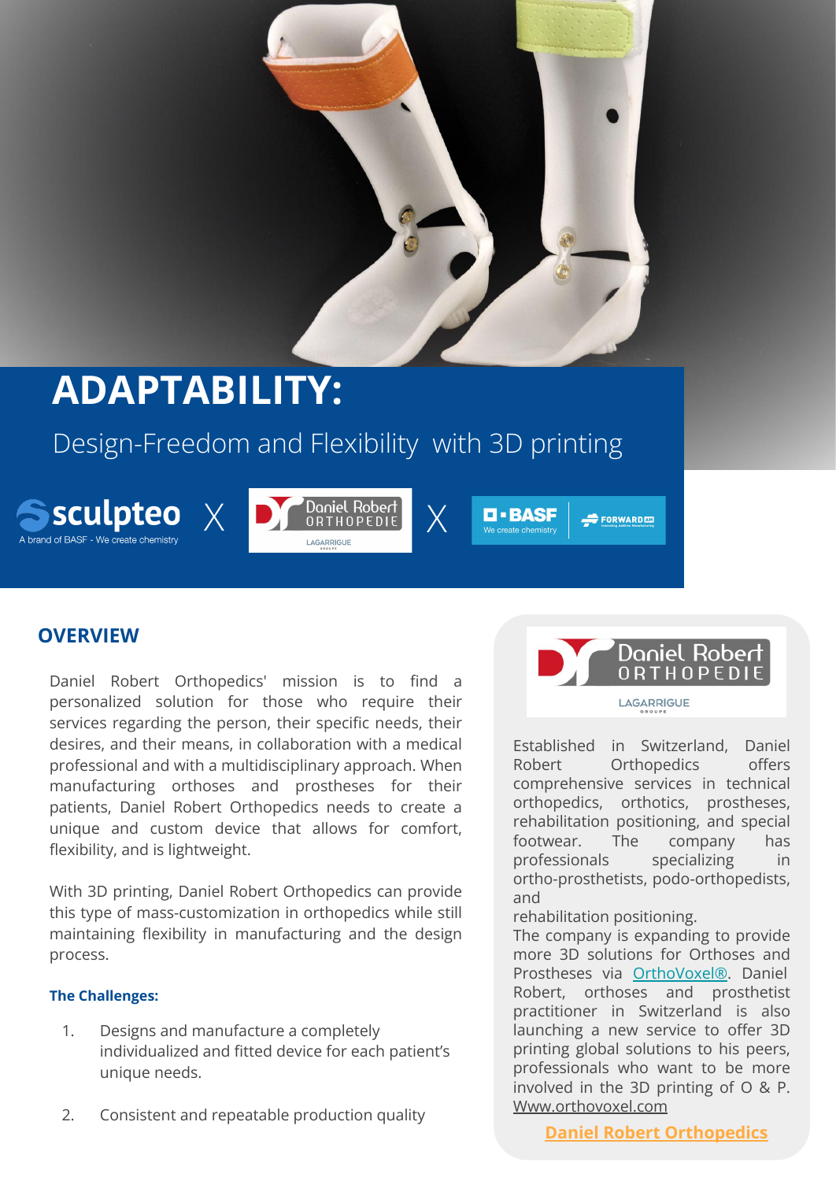# ADAPTABILITY:

Design-Freedom and Flexibility with 3D printing

sculpteo X Daniel Robert ORTHOPEDIE X BASF

## OVERVIEW

Daniel Robert Orthopedics' mission is to find a personalized solution for those who require their services regarding the person, their specific needs, their desires, and their means, in collaboration with a medical professional and with a multidisciplinary approach. When manufacturing orthoses and prostheses for their patients, Daniel Robert Orthopedics needs to create a unique and custom device that allows for comfort, flexibility, and is lightweight.

With 3D printing, Daniel Robert Orthopedics can provide this type of mass-customization in orthopedics while still maintaining flexibility in manufacturing and the design process.

### The Challenges:

1. Designs and manufacture a completely individualized and fitted device for each patient's unique needs.
2. Consistent and repeatable production quality

Established in Switzerland, Daniel Robert Orthopedics offers comprehensive services in technical orthopedics, orthotics, prostheses, rehabilitation positioning, and special footwear. The company has professionals specializing in ortho-prosthetists, podo-orthopedists, and rehabilitation positioning.
The company is expanding to provide more 3D solutions for Orthoses and Prostheses via OrthoVoxel®. Daniel Robert, orthoses and prosthetist practitioner in Switzerland is also launching a new service to offer 3D printing global solutions to his peers, professionals who want to be more involved in the 3D printing of O & P. Www.orthovoxel.com

Daniel Robert Orthopedics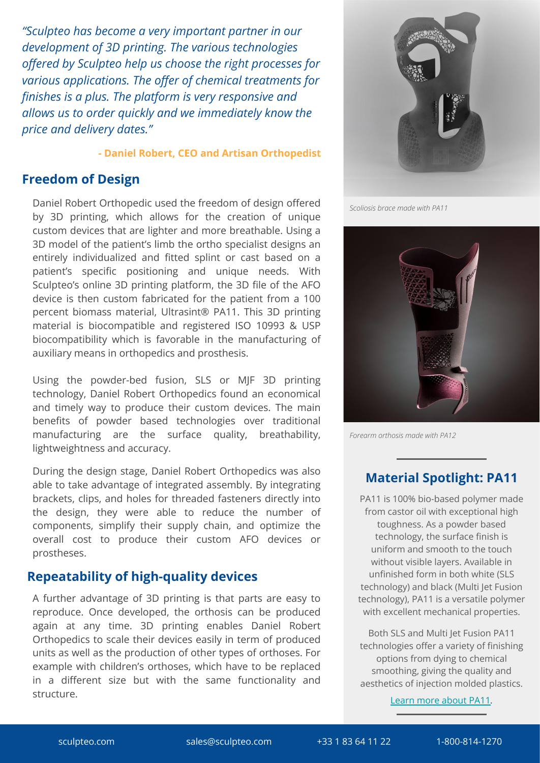*"Sculpteo has become a very important partner in our development of 3D printing. The various technologies offered by Sculpteo help us choose the right processes for various applications. The offer of chemical treatments for finishes is a plus. The platform is very responsive and allows us to order quickly and we immediately know the price and delivery dates."*

**- Daniel Robert, CEO and Artisan Orthopedist**

## Freedom of Design

Daniel Robert Orthopedic used the freedom of design offered by 3D printing, which allows for the creation of unique custom devices that are lighter and more breathable. Using a 3D model of the patient's limb the ortho specialist designs an entirely individualized and fitted splint or cast based on a patient's specific positioning and unique needs. With Sculpteo's online 3D printing platform, the 3D file of the AFO device is then custom fabricated for the patient from a 100 percent biomass material, Ultrasint® PA11. This 3D printing material is biocompatible and registered ISO 10993 & USP biocompatibility which is favorable in the manufacturing of auxiliary means in orthopedics and prosthesis.

Using the powder-bed fusion, SLS or MJF 3D printing technology, Daniel Robert Orthopedics found an economical and timely way to produce their custom devices. The main benefits of powder based technologies over traditional manufacturing are the surface quality, breathability, lightweightness and accuracy.

During the design stage, Daniel Robert Orthopedics was also able to take advantage of integrated assembly. By integrating brackets, clips, and holes for threaded fasteners directly into the design, they were able to reduce the number of components, simplify their supply chain, and optimize the overall cost to produce their custom AFO devices or prostheses.

## Repeatability of high-quality devices

A further advantage of 3D printing is that parts are easy to reproduce. Once developed, the orthosis can be produced again at any time. 3D printing enables Daniel Robert Orthopedics to scale their devices easily in term of produced units as well as the production of other types of orthoses. For example with children's orthoses, which have to be replaced in a different size but with the same functionality and structure.

*Scoliosis brace made with PA11*

*Forearm orthosis made with PA12*

## Material Spotlight: PA11

PA11 is 100% bio-based polymer made from castor oil with exceptional high toughness. As a powder based technology, the surface finish is uniform and smooth to the touch without visible layers. Available in unfinished form in both white (SLS technology) and black (Multi Jet Fusion technology), PA11 is a versatile polymer with excellent mechanical properties.

Both SLS and Multi Jet Fusion PA11 technologies offer a variety of finishing options from dying to chemical smoothing, giving the quality and aesthetics of injection molded plastics.

Learn more about PA11.

sculpteo.com | sales@sculpteo.com | +33 1 83 64 11 22 | 1-800-814-1270